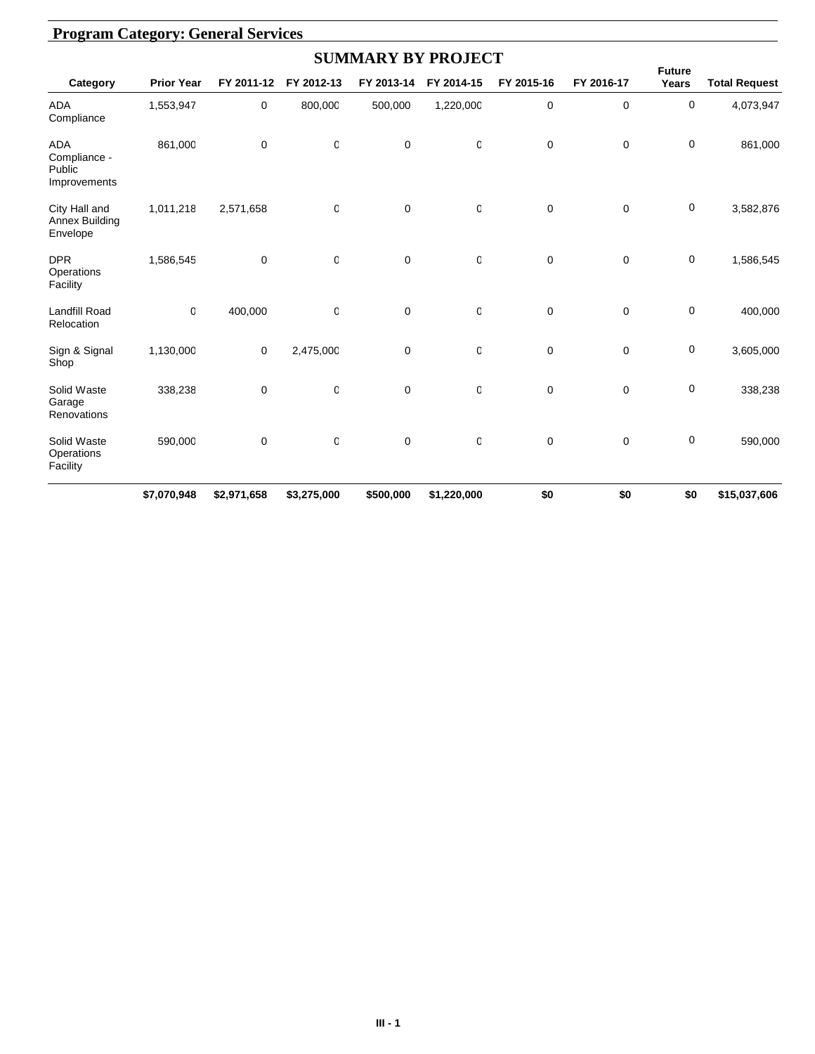## Program Category: General Services

### SUMMARY BY PROJECT

| Category | Prior Year | FY 2011-12 | FY 2012-13 | FY 2013-14 | FY 2014-15 | FY 2015-16 | FY 2016-17 | Future Years | Total Request |
|---|---|---|---|---|---|---|---|---|---|
| ADA Compliance | 1,553,947 | 0 | 800,000 | 500,000 | 1,220,000 | 0 | 0 | 0 | 4,073,947 |
| ADA Compliance - Public Improvements | 861,000 | 0 | 0 | 0 | 0 | 0 | 0 | 0 | 861,000 |
| City Hall and Annex Building Envelope | 1,011,218 | 2,571,658 | 0 | 0 | 0 | 0 | 0 | 0 | 3,582,876 |
| DPR Operations Facility | 1,586,545 | 0 | 0 | 0 | 0 | 0 | 0 | 0 | 1,586,545 |
| Landfill Road Relocation | 0 | 400,000 | 0 | 0 | 0 | 0 | 0 | 0 | 400,000 |
| Sign & Signal Shop | 1,130,000 | 0 | 2,475,000 | 0 | 0 | 0 | 0 | 0 | 3,605,000 |
| Solid Waste Garage Renovations | 338,238 | 0 | 0 | 0 | 0 | 0 | 0 | 0 | 338,238 |
| Solid Waste Operations Facility | 590,000 | 0 | 0 | 0 | 0 | 0 | 0 | 0 | 590,000 |
| | **$7,070,948** | **$2,971,658** | **$3,275,000** | **$500,000** | **$1,220,000** | **$0** | **$0** | **$0** | **$15,037,606** |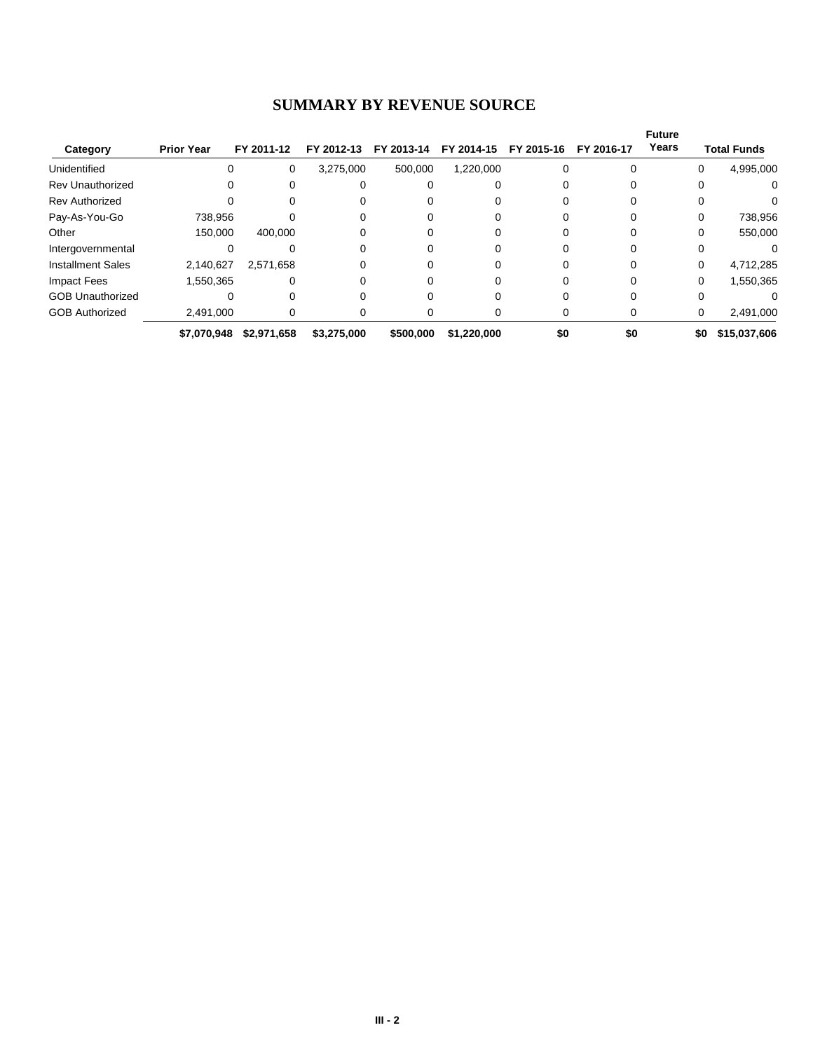# SUMMARY BY REVENUE SOURCE

| Category | Prior Year | FY 2011-12 | FY 2012-13 | FY 2013-14 | FY 2014-15 | FY 2015-16 | FY 2016-17 | Future Years | Total Funds |
|---|---|---|---|---|---|---|---|---|---|
| Unidentified | 0 | 0 | 3,275,000 | 500,000 | 1,220,000 | 0 | 0 | 0 | 4,995,000 |
| Rev Unauthorized | 0 | 0 | 0 | 0 | 0 | 0 | 0 | 0 | 0 |
| Rev Authorized | 0 | 0 | 0 | 0 | 0 | 0 | 0 | 0 | 0 |
| Pay-As-You-Go | 738,956 | 0 | 0 | 0 | 0 | 0 | 0 | 0 | 738,956 |
| Other | 150,000 | 400,000 | 0 | 0 | 0 | 0 | 0 | 0 | 550,000 |
| Intergovernmental | 0 | 0 | 0 | 0 | 0 | 0 | 0 | 0 | 0 |
| Installment Sales | 2,140,627 | 2,571,658 | 0 | 0 | 0 | 0 | 0 | 0 | 4,712,285 |
| Impact Fees | 1,550,365 | 0 | 0 | 0 | 0 | 0 | 0 | 0 | 1,550,365 |
| GOB Unauthorized | 0 | 0 | 0 | 0 | 0 | 0 | 0 | 0 | 0 |
| GOB Authorized | 2,491,000 | 0 | 0 | 0 | 0 | 0 | 0 | 0 | 2,491,000 |
| | **$7,070,948** | **$2,971,658** | **$3,275,000** | **$500,000** | **$1,220,000** | **$0** | **$0** | **$0** | **$15,037,606** |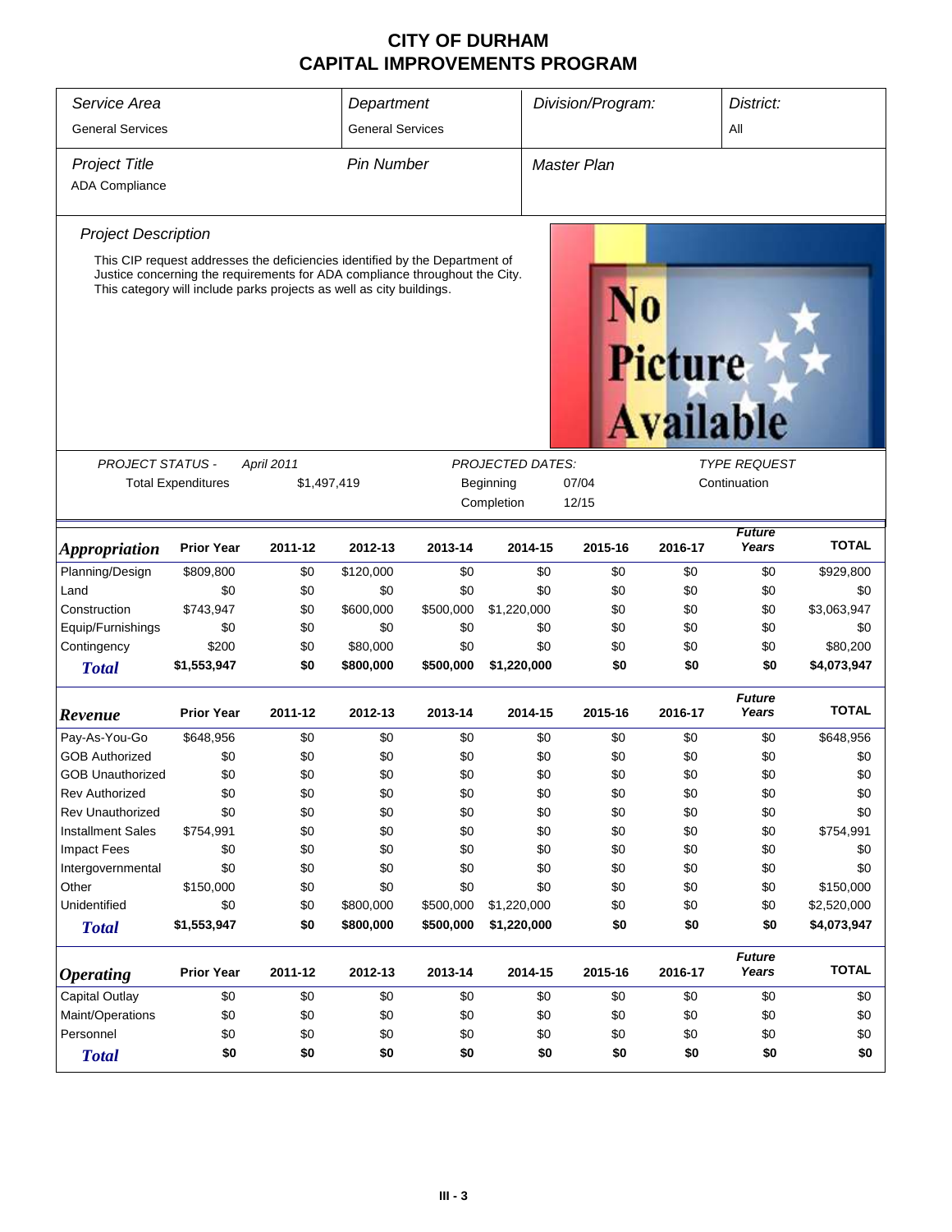# CITY OF DURHAM
# CAPITAL IMPROVEMENTS PROGRAM

| *Service Area* | *Department* | *Division/Program:* | *District:* |
|---|---|---|---|
| General Services | General Services | | All |

| *Project Title* | *Pin Number* | *Master Plan* |
|---|---|---|
| ADA Compliance | | |

### *Project Description*

This CIP request addresses the deficiencies identified by the Department of Justice concerning the requirements for ADA compliance throughout the City. This category will include parks projects as well as city buildings.

No Picture Available

| *PROJECT STATUS -* | *April 2011* | *PROJECTED DATES:* | | *TYPE REQUEST* |
|---|---|---|---|---|
| Total Expenditures | $1,497,419 | Beginning | 07/04 | Continuation |
| | | Completion | 12/15 | |

| *Appropriation* | Prior Year | 2011-12 | 2012-13 | 2013-14 | 2014-15 | 2015-16 | 2016-17 | *Future Years* | TOTAL |
|---|---|---|---|---|---|---|---|---|---|
| Planning/Design | $809,800 | $0 | $120,000 | $0 | $0 | $0 | $0 | $0 | $929,800 |
| Land | $0 | $0 | $0 | $0 | $0 | $0 | $0 | $0 | $0 |
| Construction | $743,947 | $0 | $600,000 | $500,000 | $1,220,000 | $0 | $0 | $0 | $3,063,947 |
| Equip/Furnishings | $0 | $0 | $0 | $0 | $0 | $0 | $0 | $0 | $0 |
| Contingency | $200 | $0 | $80,000 | $0 | $0 | $0 | $0 | $0 | $80,200 |
| ***Total*** | **$1,553,947** | **$0** | **$800,000** | **$500,000** | **$1,220,000** | **$0** | **$0** | **$0** | **$4,073,947** |

| *Revenue* | Prior Year | 2011-12 | 2012-13 | 2013-14 | 2014-15 | 2015-16 | 2016-17 | *Future Years* | TOTAL |
|---|---|---|---|---|---|---|---|---|---|
| Pay-As-You-Go | $648,956 | $0 | $0 | $0 | $0 | $0 | $0 | $0 | $648,956 |
| GOB Authorized | $0 | $0 | $0 | $0 | $0 | $0 | $0 | $0 | $0 |
| GOB Unauthorized | $0 | $0 | $0 | $0 | $0 | $0 | $0 | $0 | $0 |
| Rev Authorized | $0 | $0 | $0 | $0 | $0 | $0 | $0 | $0 | $0 |
| Rev Unauthorized | $0 | $0 | $0 | $0 | $0 | $0 | $0 | $0 | $0 |
| Installment Sales | $754,991 | $0 | $0 | $0 | $0 | $0 | $0 | $0 | $754,991 |
| Impact Fees | $0 | $0 | $0 | $0 | $0 | $0 | $0 | $0 | $0 |
| Intergovernmental | $0 | $0 | $0 | $0 | $0 | $0 | $0 | $0 | $0 |
| Other | $150,000 | $0 | $0 | $0 | $0 | $0 | $0 | $0 | $150,000 |
| Unidentified | $0 | $0 | $800,000 | $500,000 | $1,220,000 | $0 | $0 | $0 | $2,520,000 |
| ***Total*** | **$1,553,947** | **$0** | **$800,000** | **$500,000** | **$1,220,000** | **$0** | **$0** | **$0** | **$4,073,947** |

| *Operating* | Prior Year | 2011-12 | 2012-13 | 2013-14 | 2014-15 | 2015-16 | 2016-17 | *Future Years* | TOTAL |
|---|---|---|---|---|---|---|---|---|---|
| Capital Outlay | $0 | $0 | $0 | $0 | $0 | $0 | $0 | $0 | $0 |
| Maint/Operations | $0 | $0 | $0 | $0 | $0 | $0 | $0 | $0 | $0 |
| Personnel | $0 | $0 | $0 | $0 | $0 | $0 | $0 | $0 | $0 |
| ***Total*** | **$0** | **$0** | **$0** | **$0** | **$0** | **$0** | **$0** | **$0** | **$0** |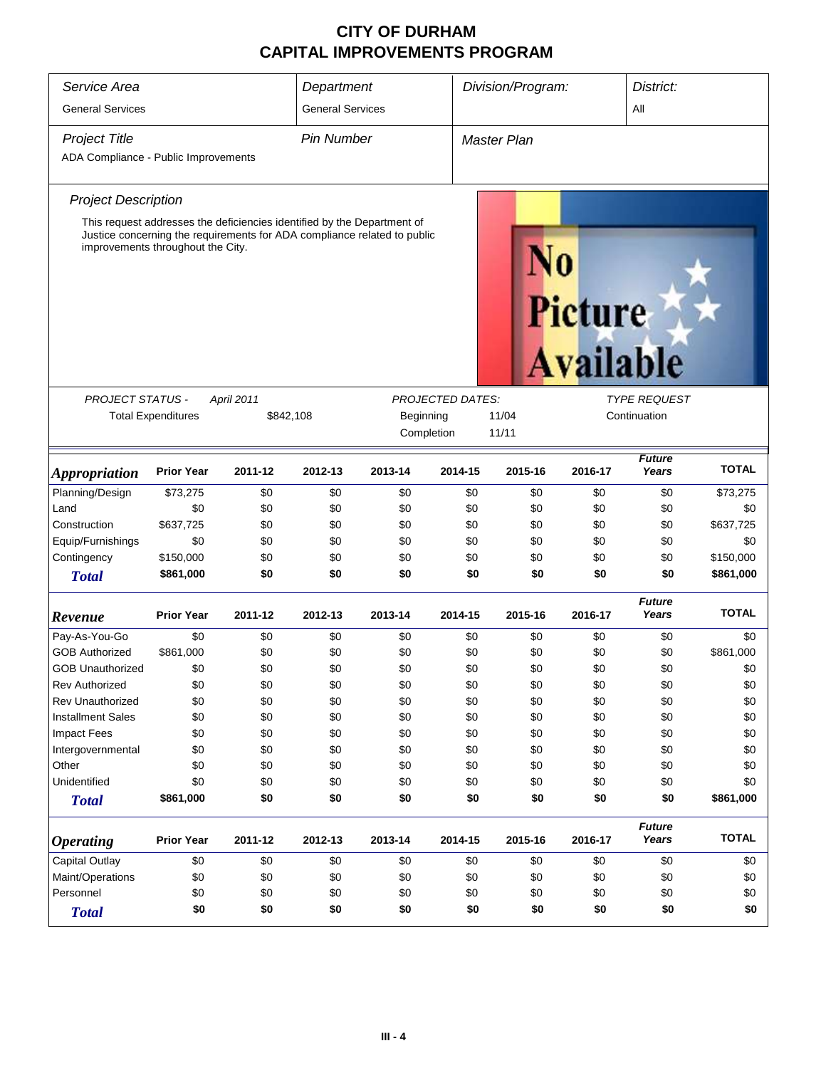# CITY OF DURHAM
# CAPITAL IMPROVEMENTS PROGRAM

| Service Area | Department | Division/Program: | District: |
|---|---|---|---|
| General Services | General Services | | All |

| Project Title | Pin Number | Master Plan |
|---|---|---|
| ADA Compliance - Public Improvements | | |

### Project Description

This request addresses the deficiencies identified by the Department of Justice concerning the requirements for ADA compliance related to public improvements throughout the City.

No Picture Available

| PROJECT STATUS - April 2011 | | PROJECTED DATES: | | TYPE REQUEST |
|---|---|---|---|---|
| Total Expenditures | $842,108 | Beginning | 11/04 | Continuation |
| | | Completion | 11/11 | |

| Appropriation | Prior Year | 2011-12 | 2012-13 | 2013-14 | 2014-15 | 2015-16 | 2016-17 | Future Years | TOTAL |
|---|---|---|---|---|---|---|---|---|---|
| Planning/Design | $73,275 | $0 | $0 | $0 | $0 | $0 | $0 | $0 | $73,275 |
| Land | $0 | $0 | $0 | $0 | $0 | $0 | $0 | $0 | $0 |
| Construction | $637,725 | $0 | $0 | $0 | $0 | $0 | $0 | $0 | $637,725 |
| Equip/Furnishings | $0 | $0 | $0 | $0 | $0 | $0 | $0 | $0 | $0 |
| Contingency | $150,000 | $0 | $0 | $0 | $0 | $0 | $0 | $0 | $150,000 |
| **Total** | **$861,000** | **$0** | **$0** | **$0** | **$0** | **$0** | **$0** | **$0** | **$861,000** |

| Revenue | Prior Year | 2011-12 | 2012-13 | 2013-14 | 2014-15 | 2015-16 | 2016-17 | Future Years | TOTAL |
|---|---|---|---|---|---|---|---|---|---|
| Pay-As-You-Go | $0 | $0 | $0 | $0 | $0 | $0 | $0 | $0 | $0 |
| GOB Authorized | $861,000 | $0 | $0 | $0 | $0 | $0 | $0 | $0 | $861,000 |
| GOB Unauthorized | $0 | $0 | $0 | $0 | $0 | $0 | $0 | $0 | $0 |
| Rev Authorized | $0 | $0 | $0 | $0 | $0 | $0 | $0 | $0 | $0 |
| Rev Unauthorized | $0 | $0 | $0 | $0 | $0 | $0 | $0 | $0 | $0 |
| Installment Sales | $0 | $0 | $0 | $0 | $0 | $0 | $0 | $0 | $0 |
| Impact Fees | $0 | $0 | $0 | $0 | $0 | $0 | $0 | $0 | $0 |
| Intergovernmental | $0 | $0 | $0 | $0 | $0 | $0 | $0 | $0 | $0 |
| Other | $0 | $0 | $0 | $0 | $0 | $0 | $0 | $0 | $0 |
| Unidentified | $0 | $0 | $0 | $0 | $0 | $0 | $0 | $0 | $0 |
| **Total** | **$861,000** | **$0** | **$0** | **$0** | **$0** | **$0** | **$0** | **$0** | **$861,000** |

| Operating | Prior Year | 2011-12 | 2012-13 | 2013-14 | 2014-15 | 2015-16 | 2016-17 | Future Years | TOTAL |
|---|---|---|---|---|---|---|---|---|---|
| Capital Outlay | $0 | $0 | $0 | $0 | $0 | $0 | $0 | $0 | $0 |
| Maint/Operations | $0 | $0 | $0 | $0 | $0 | $0 | $0 | $0 | $0 |
| Personnel | $0 | $0 | $0 | $0 | $0 | $0 | $0 | $0 | $0 |
| **Total** | **$0** | **$0** | **$0** | **$0** | **$0** | **$0** | **$0** | **$0** | **$0** |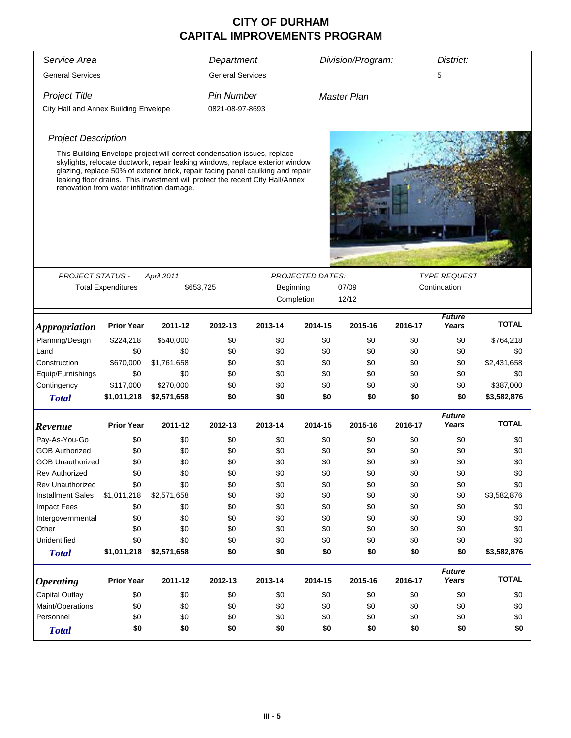# CITY OF DURHAM
# CAPITAL IMPROVEMENTS PROGRAM

| *Service Area* | *Department* | *Division/Program:* | *District:* |
|---|---|---|---|
| General Services | General Services | | 5 |

| *Project Title* | *Pin Number* | *Master Plan* |
|---|---|---|
| City Hall and Annex Building Envelope | 0821-08-97-8693 | |

### *Project Description*

This Building Envelope project will correct condensation issues, replace skylights, relocate ductwork, repair leaking windows, replace exterior window glazing, replace 50% of exterior brick, repair facing panel caulking and repair leaking floor drains. This investment will protect the recent City Hall/Annex renovation from water infiltration damage.

| *PROJECT STATUS -* | *April 2011* | *PROJECTED DATES:* | | *TYPE REQUEST* |
|---|---|---|---|---|
| Total Expenditures | $653,725 | Beginning | 07/09 | Continuation |
| | | Completion | 12/12 | |

| ***Appropriation*** | Prior Year | 2011-12 | 2012-13 | 2013-14 | 2014-15 | 2015-16 | 2016-17 | *Future Years* | TOTAL |
|---|---|---|---|---|---|---|---|---|---|
| Planning/Design | $224,218 | $540,000 | $0 | $0 | $0 | $0 | $0 | $0 | $764,218 |
| Land | $0 | $0 | $0 | $0 | $0 | $0 | $0 | $0 | $0 |
| Construction | $670,000 | $1,761,658 | $0 | $0 | $0 | $0 | $0 | $0 | $2,431,658 |
| Equip/Furnishings | $0 | $0 | $0 | $0 | $0 | $0 | $0 | $0 | $0 |
| Contingency | $117,000 | $270,000 | $0 | $0 | $0 | $0 | $0 | $0 | $387,000 |
| ***Total*** | **$1,011,218** | **$2,571,658** | **$0** | **$0** | **$0** | **$0** | **$0** | **$0** | **$3,582,876** |

| ***Revenue*** | Prior Year | 2011-12 | 2012-13 | 2013-14 | 2014-15 | 2015-16 | 2016-17 | *Future Years* | TOTAL |
|---|---|---|---|---|---|---|---|---|---|
| Pay-As-You-Go | $0 | $0 | $0 | $0 | $0 | $0 | $0 | $0 | $0 |
| GOB Authorized | $0 | $0 | $0 | $0 | $0 | $0 | $0 | $0 | $0 |
| GOB Unauthorized | $0 | $0 | $0 | $0 | $0 | $0 | $0 | $0 | $0 |
| Rev Authorized | $0 | $0 | $0 | $0 | $0 | $0 | $0 | $0 | $0 |
| Rev Unauthorized | $0 | $0 | $0 | $0 | $0 | $0 | $0 | $0 | $0 |
| Installment Sales | $1,011,218 | $2,571,658 | $0 | $0 | $0 | $0 | $0 | $0 | $3,582,876 |
| Impact Fees | $0 | $0 | $0 | $0 | $0 | $0 | $0 | $0 | $0 |
| Intergovernmental | $0 | $0 | $0 | $0 | $0 | $0 | $0 | $0 | $0 |
| Other | $0 | $0 | $0 | $0 | $0 | $0 | $0 | $0 | $0 |
| Unidentified | $0 | $0 | $0 | $0 | $0 | $0 | $0 | $0 | $0 |
| ***Total*** | **$1,011,218** | **$2,571,658** | **$0** | **$0** | **$0** | **$0** | **$0** | **$0** | **$3,582,876** |

| ***Operating*** | Prior Year | 2011-12 | 2012-13 | 2013-14 | 2014-15 | 2015-16 | 2016-17 | *Future Years* | TOTAL |
|---|---|---|---|---|---|---|---|---|---|
| Capital Outlay | $0 | $0 | $0 | $0 | $0 | $0 | $0 | $0 | $0 |
| Maint/Operations | $0 | $0 | $0 | $0 | $0 | $0 | $0 | $0 | $0 |
| Personnel | $0 | $0 | $0 | $0 | $0 | $0 | $0 | $0 | $0 |
| ***Total*** | **$0** | **$0** | **$0** | **$0** | **$0** | **$0** | **$0** | **$0** | **$0** |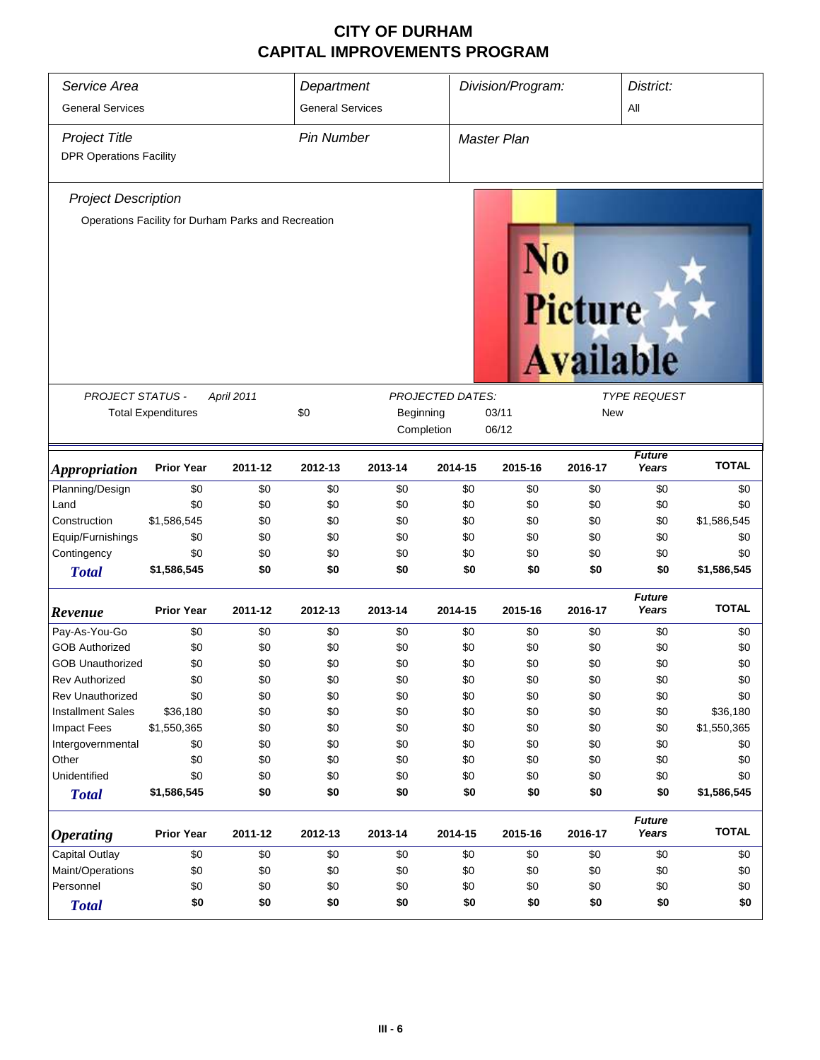# CITY OF DURHAM
# CAPITAL IMPROVEMENTS PROGRAM

| *Service Area* | *Department* | *Division/Program:* | *District:* |
|---|---|---|---|
| General Services | General Services | | All |

| *Project Title* | *Pin Number* | *Master Plan* |
|---|---|---|
| DPR Operations Facility | | |

*Project Description*

Operations Facility for Durham Parks and Recreation

| *PROJECT STATUS -* | *April 2011* | *PROJECTED DATES:* | | *TYPE REQUEST* |
|---|---|---|---|---|
| Total Expenditures | $0 | Beginning | 03/11 | New |
| | | Completion | 06/12 | |

| ***Appropriation*** | **Prior Year** | **2011-12** | **2012-13** | **2013-14** | **2014-15** | **2015-16** | **2016-17** | ***Future Years*** | **TOTAL** |
|---|---|---|---|---|---|---|---|---|---|
| Planning/Design | $0 | $0 | $0 | $0 | $0 | $0 | $0 | $0 | $0 |
| Land | $0 | $0 | $0 | $0 | $0 | $0 | $0 | $0 | $0 |
| Construction | $1,586,545 | $0 | $0 | $0 | $0 | $0 | $0 | $0 | $1,586,545 |
| Equip/Furnishings | $0 | $0 | $0 | $0 | $0 | $0 | $0 | $0 | $0 |
| Contingency | $0 | $0 | $0 | $0 | $0 | $0 | $0 | $0 | $0 |
| ***Total*** | **$1,586,545** | **$0** | **$0** | **$0** | **$0** | **$0** | **$0** | **$0** | **$1,586,545** |

| ***Revenue*** | **Prior Year** | **2011-12** | **2012-13** | **2013-14** | **2014-15** | **2015-16** | **2016-17** | ***Future Years*** | **TOTAL** |
|---|---|---|---|---|---|---|---|---|---|
| Pay-As-You-Go | $0 | $0 | $0 | $0 | $0 | $0 | $0 | $0 | $0 |
| GOB Authorized | $0 | $0 | $0 | $0 | $0 | $0 | $0 | $0 | $0 |
| GOB Unauthorized | $0 | $0 | $0 | $0 | $0 | $0 | $0 | $0 | $0 |
| Rev Authorized | $0 | $0 | $0 | $0 | $0 | $0 | $0 | $0 | $0 |
| Rev Unauthorized | $0 | $0 | $0 | $0 | $0 | $0 | $0 | $0 | $0 |
| Installment Sales | $36,180 | $0 | $0 | $0 | $0 | $0 | $0 | $0 | $36,180 |
| Impact Fees | $1,550,365 | $0 | $0 | $0 | $0 | $0 | $0 | $0 | $1,550,365 |
| Intergovernmental | $0 | $0 | $0 | $0 | $0 | $0 | $0 | $0 | $0 |
| Other | $0 | $0 | $0 | $0 | $0 | $0 | $0 | $0 | $0 |
| Unidentified | $0 | $0 | $0 | $0 | $0 | $0 | $0 | $0 | $0 |
| ***Total*** | **$1,586,545** | **$0** | **$0** | **$0** | **$0** | **$0** | **$0** | **$0** | **$1,586,545** |

| ***Operating*** | **Prior Year** | **2011-12** | **2012-13** | **2013-14** | **2014-15** | **2015-16** | **2016-17** | ***Future Years*** | **TOTAL** |
|---|---|---|---|---|---|---|---|---|---|
| Capital Outlay | $0 | $0 | $0 | $0 | $0 | $0 | $0 | $0 | $0 |
| Maint/Operations | $0 | $0 | $0 | $0 | $0 | $0 | $0 | $0 | $0 |
| Personnel | $0 | $0 | $0 | $0 | $0 | $0 | $0 | $0 | $0 |
| ***Total*** | **$0** | **$0** | **$0** | **$0** | **$0** | **$0** | **$0** | **$0** | **$0** |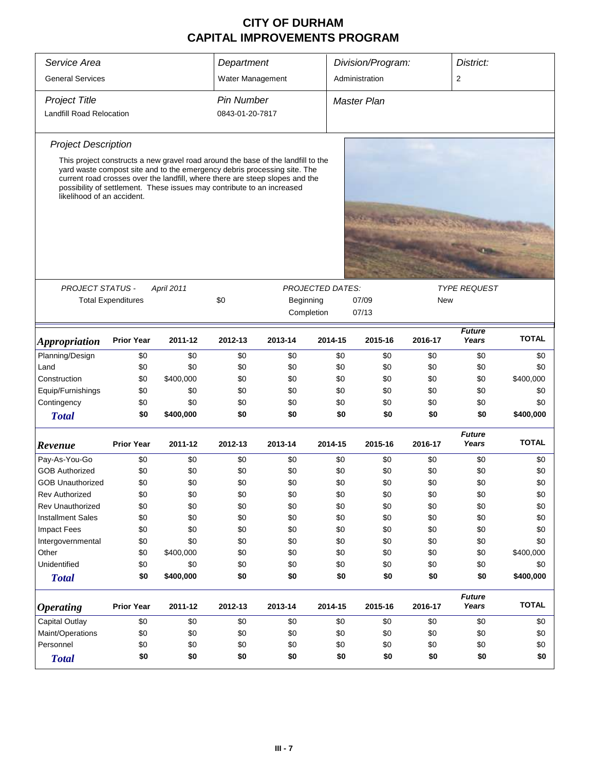# CITY OF DURHAM
# CAPITAL IMPROVEMENTS PROGRAM

| Service Area | Department | Division/Program: | District: |
|---|---|---|---|
| General Services | Water Management | Administration | 2 |

| Project Title | Pin Number | Master Plan |
|---|---|---|
| Landfill Road Relocation | 0843-01-20-7817 | |

### Project Description

This project constructs a new gravel road around the base of the landfill to the yard waste compost site and to the emergency debris processing site. The current road crosses over the landfill, where there are steep slopes and the possibility of settlement. These issues may contribute to an increased likelihood of an accident.

| PROJECT STATUS - April 2011 | | PROJECTED DATES: | | TYPE REQUEST |
|---|---|---|---|---|
| Total Expenditures | $0 | Beginning | 07/09 | New |
| | | Completion | 07/13 | |

| *Appropriation* | Prior Year | 2011-12 | 2012-13 | 2013-14 | 2014-15 | 2015-16 | 2016-17 | Future Years | TOTAL |
|---|---|---|---|---|---|---|---|---|---|
| Planning/Design | $0 | $0 | $0 | $0 | $0 | $0 | $0 | $0 | $0 |
| Land | $0 | $0 | $0 | $0 | $0 | $0 | $0 | $0 | $0 |
| Construction | $0 | $400,000 | $0 | $0 | $0 | $0 | $0 | $0 | $400,000 |
| Equip/Furnishings | $0 | $0 | $0 | $0 | $0 | $0 | $0 | $0 | $0 |
| Contingency | $0 | $0 | $0 | $0 | $0 | $0 | $0 | $0 | $0 |
| **Total** | **$0** | **$400,000** | **$0** | **$0** | **$0** | **$0** | **$0** | **$0** | **$400,000** |

| *Revenue* | Prior Year | 2011-12 | 2012-13 | 2013-14 | 2014-15 | 2015-16 | 2016-17 | Future Years | TOTAL |
|---|---|---|---|---|---|---|---|---|---|
| Pay-As-You-Go | $0 | $0 | $0 | $0 | $0 | $0 | $0 | $0 | $0 |
| GOB Authorized | $0 | $0 | $0 | $0 | $0 | $0 | $0 | $0 | $0 |
| GOB Unauthorized | $0 | $0 | $0 | $0 | $0 | $0 | $0 | $0 | $0 |
| Rev Authorized | $0 | $0 | $0 | $0 | $0 | $0 | $0 | $0 | $0 |
| Rev Unauthorized | $0 | $0 | $0 | $0 | $0 | $0 | $0 | $0 | $0 |
| Installment Sales | $0 | $0 | $0 | $0 | $0 | $0 | $0 | $0 | $0 |
| Impact Fees | $0 | $0 | $0 | $0 | $0 | $0 | $0 | $0 | $0 |
| Intergovernmental | $0 | $0 | $0 | $0 | $0 | $0 | $0 | $0 | $0 |
| Other | $0 | $400,000 | $0 | $0 | $0 | $0 | $0 | $0 | $400,000 |
| Unidentified | $0 | $0 | $0 | $0 | $0 | $0 | $0 | $0 | $0 |
| **Total** | **$0** | **$400,000** | **$0** | **$0** | **$0** | **$0** | **$0** | **$0** | **$400,000** |

| *Operating* | Prior Year | 2011-12 | 2012-13 | 2013-14 | 2014-15 | 2015-16 | 2016-17 | Future Years | TOTAL |
|---|---|---|---|---|---|---|---|---|---|
| Capital Outlay | $0 | $0 | $0 | $0 | $0 | $0 | $0 | $0 | $0 |
| Maint/Operations | $0 | $0 | $0 | $0 | $0 | $0 | $0 | $0 | $0 |
| Personnel | $0 | $0 | $0 | $0 | $0 | $0 | $0 | $0 | $0 |
| **Total** | **$0** | **$0** | **$0** | **$0** | **$0** | **$0** | **$0** | **$0** | **$0** |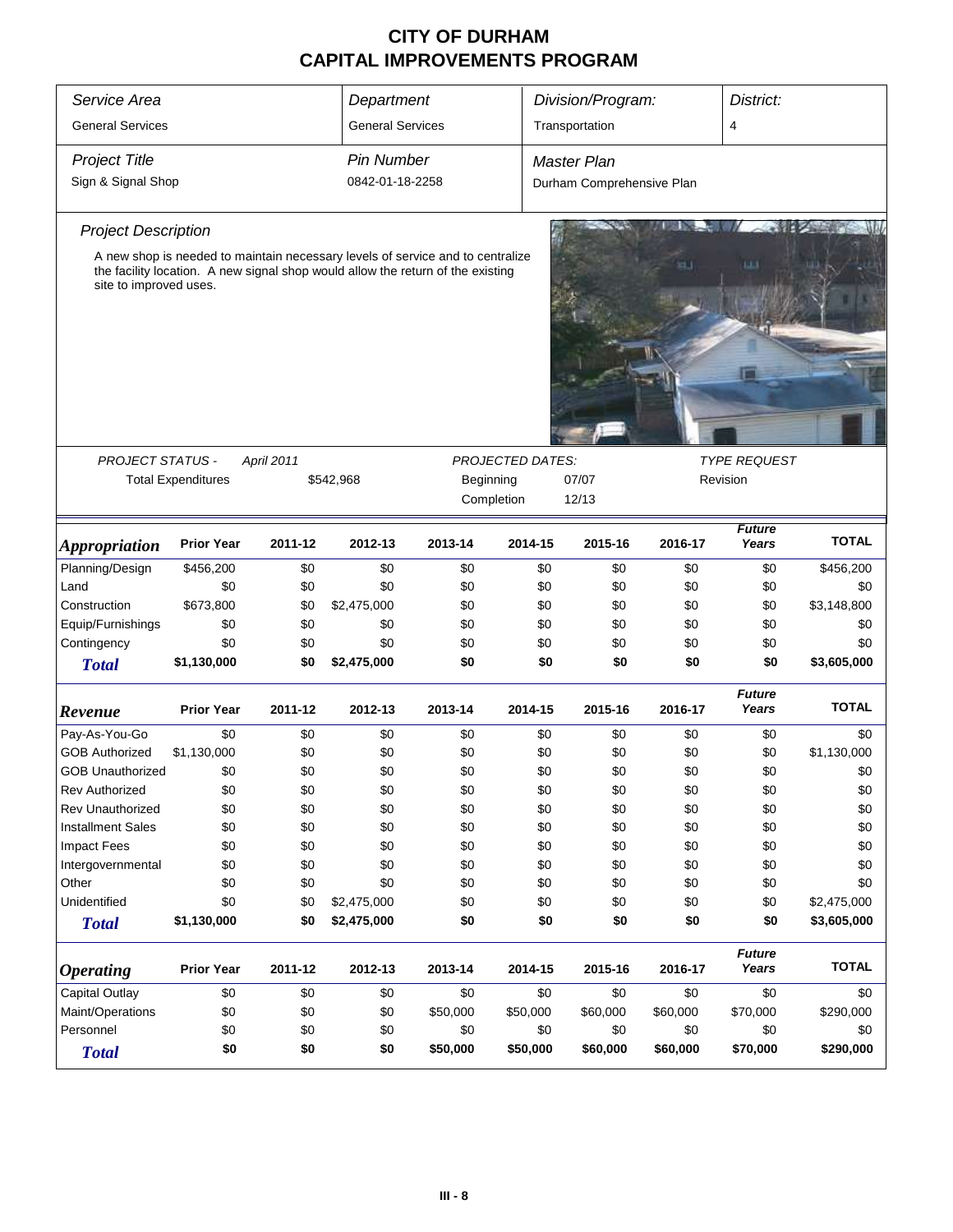# CITY OF DURHAM
# CAPITAL IMPROVEMENTS PROGRAM

| *Service Area* | *Department* | *Division/Program:* | *District:* |
|---|---|---|---|
| General Services | General Services | Transportation | 4 |

| *Project Title* | *Pin Number* | *Master Plan* |
|---|---|---|
| Sign & Signal Shop | 0842-01-18-2258 | Durham Comprehensive Plan |

*Project Description*

A new shop is needed to maintain necessary levels of service and to centralize the facility location. A new signal shop would allow the return of the existing site to improved uses.

| *PROJECT STATUS -* | *April 2011* | *PROJECTED DATES:* | | *TYPE REQUEST* |
|---|---|---|---|---|
| Total Expenditures | $542,968 | Beginning | 07/07 | Revision |
| | | Completion | 12/13 | |

| *Appropriation* | Prior Year | 2011-12 | 2012-13 | 2013-14 | 2014-15 | 2015-16 | 2016-17 | *Future Years* | TOTAL |
|---|---|---|---|---|---|---|---|---|---|
| Planning/Design | $456,200 | $0 | $0 | $0 | $0 | $0 | $0 | $0 | $456,200 |
| Land | $0 | $0 | $0 | $0 | $0 | $0 | $0 | $0 | $0 |
| Construction | $673,800 | $0 | $2,475,000 | $0 | $0 | $0 | $0 | $0 | $3,148,800 |
| Equip/Furnishings | $0 | $0 | $0 | $0 | $0 | $0 | $0 | $0 | $0 |
| Contingency | $0 | $0 | $0 | $0 | $0 | $0 | $0 | $0 | $0 |
| ***Total*** | **$1,130,000** | **$0** | **$2,475,000** | **$0** | **$0** | **$0** | **$0** | **$0** | **$3,605,000** |

| *Revenue* | Prior Year | 2011-12 | 2012-13 | 2013-14 | 2014-15 | 2015-16 | 2016-17 | *Future Years* | TOTAL |
|---|---|---|---|---|---|---|---|---|---|
| Pay-As-You-Go | $0 | $0 | $0 | $0 | $0 | $0 | $0 | $0 | $0 |
| GOB Authorized | $1,130,000 | $0 | $0 | $0 | $0 | $0 | $0 | $0 | $1,130,000 |
| GOB Unauthorized | $0 | $0 | $0 | $0 | $0 | $0 | $0 | $0 | $0 |
| Rev Authorized | $0 | $0 | $0 | $0 | $0 | $0 | $0 | $0 | $0 |
| Rev Unauthorized | $0 | $0 | $0 | $0 | $0 | $0 | $0 | $0 | $0 |
| Installment Sales | $0 | $0 | $0 | $0 | $0 | $0 | $0 | $0 | $0 |
| Impact Fees | $0 | $0 | $0 | $0 | $0 | $0 | $0 | $0 | $0 |
| Intergovernmental | $0 | $0 | $0 | $0 | $0 | $0 | $0 | $0 | $0 |
| Other | $0 | $0 | $0 | $0 | $0 | $0 | $0 | $0 | $0 |
| Unidentified | $0 | $0 | $2,475,000 | $0 | $0 | $0 | $0 | $0 | $2,475,000 |
| ***Total*** | **$1,130,000** | **$0** | **$2,475,000** | **$0** | **$0** | **$0** | **$0** | **$0** | **$3,605,000** |

| *Operating* | Prior Year | 2011-12 | 2012-13 | 2013-14 | 2014-15 | 2015-16 | 2016-17 | *Future Years* | TOTAL |
|---|---|---|---|---|---|---|---|---|---|
| Capital Outlay | $0 | $0 | $0 | $0 | $0 | $0 | $0 | $0 | $0 |
| Maint/Operations | $0 | $0 | $0 | $50,000 | $50,000 | $60,000 | $60,000 | $70,000 | $290,000 |
| Personnel | $0 | $0 | $0 | $0 | $0 | $0 | $0 | $0 | $0 |
| ***Total*** | **$0** | **$0** | **$0** | **$50,000** | **$50,000** | **$60,000** | **$60,000** | **$70,000** | **$290,000** |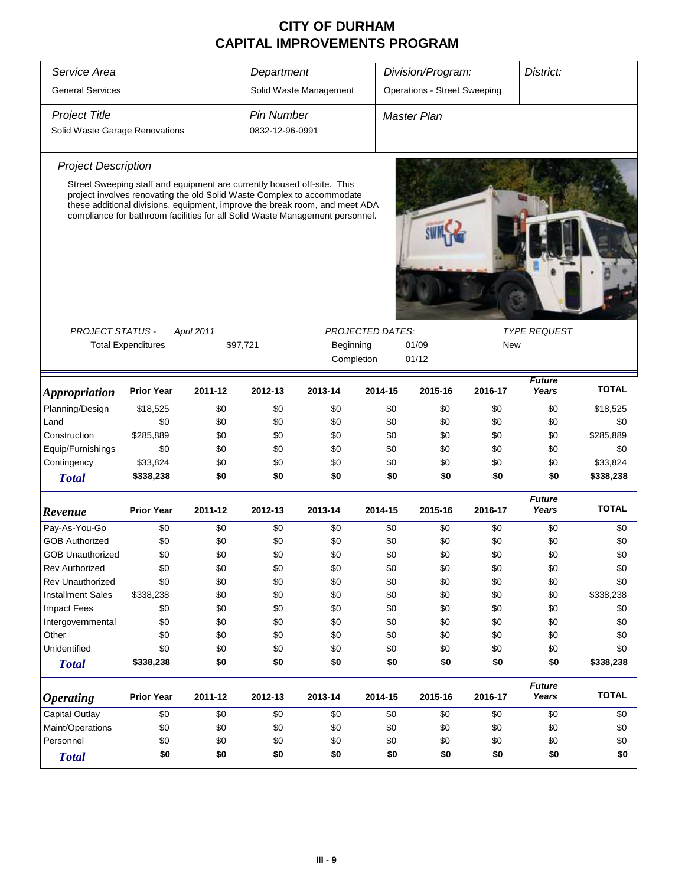# CITY OF DURHAM
## CAPITAL IMPROVEMENTS PROGRAM

| *Service Area* | *Department* | *Division/Program:* | *District:* |
|---|---|---|---|
| General Services | Solid Waste Management | Operations - Street Sweeping | |

| *Project Title* | *Pin Number* | *Master Plan* |
|---|---|---|
| Solid Waste Garage Renovations | 0832-12-96-0991 | |

### *Project Description*

Street Sweeping staff and equipment are currently housed off-site. This project involves renovating the old Solid Waste Complex to accommodate these additional divisions, equipment, improve the break room, and meet ADA compliance for bathroom facilities for all Solid Waste Management personnel.

*PROJECT STATUS -* *April 2011*

Total Expenditures $97,721

*PROJECTED DATES:*

Beginning 01/09

Completion 01/12

*TYPE REQUEST*

New

| *Appropriation* | Prior Year | 2011-12 | 2012-13 | 2013-14 | 2014-15 | 2015-16 | 2016-17 | *Future Years* | TOTAL |
|---|---|---|---|---|---|---|---|---|---|
| Planning/Design | $18,525 | $0 | $0 | $0 | $0 | $0 | $0 | $0 | $18,525 |
| Land | $0 | $0 | $0 | $0 | $0 | $0 | $0 | $0 | $0 |
| Construction | $285,889 | $0 | $0 | $0 | $0 | $0 | $0 | $0 | $285,889 |
| Equip/Furnishings | $0 | $0 | $0 | $0 | $0 | $0 | $0 | $0 | $0 |
| Contingency | $33,824 | $0 | $0 | $0 | $0 | $0 | $0 | $0 | $33,824 |
| ***Total*** | **$338,238** | **$0** | **$0** | **$0** | **$0** | **$0** | **$0** | **$0** | **$338,238** |

| *Revenue* | Prior Year | 2011-12 | 2012-13 | 2013-14 | 2014-15 | 2015-16 | 2016-17 | *Future Years* | TOTAL |
|---|---|---|---|---|---|---|---|---|---|
| Pay-As-You-Go | $0 | $0 | $0 | $0 | $0 | $0 | $0 | $0 | $0 |
| GOB Authorized | $0 | $0 | $0 | $0 | $0 | $0 | $0 | $0 | $0 |
| GOB Unauthorized | $0 | $0 | $0 | $0 | $0 | $0 | $0 | $0 | $0 |
| Rev Authorized | $0 | $0 | $0 | $0 | $0 | $0 | $0 | $0 | $0 |
| Rev Unauthorized | $0 | $0 | $0 | $0 | $0 | $0 | $0 | $0 | $0 |
| Installment Sales | $338,238 | $0 | $0 | $0 | $0 | $0 | $0 | $0 | $338,238 |
| Impact Fees | $0 | $0 | $0 | $0 | $0 | $0 | $0 | $0 | $0 |
| Intergovernmental | $0 | $0 | $0 | $0 | $0 | $0 | $0 | $0 | $0 |
| Other | $0 | $0 | $0 | $0 | $0 | $0 | $0 | $0 | $0 |
| Unidentified | $0 | $0 | $0 | $0 | $0 | $0 | $0 | $0 | $0 |
| ***Total*** | **$338,238** | **$0** | **$0** | **$0** | **$0** | **$0** | **$0** | **$0** | **$338,238** |

| *Operating* | Prior Year | 2011-12 | 2012-13 | 2013-14 | 2014-15 | 2015-16 | 2016-17 | *Future Years* | TOTAL |
|---|---|---|---|---|---|---|---|---|---|
| Capital Outlay | $0 | $0 | $0 | $0 | $0 | $0 | $0 | $0 | $0 |
| Maint/Operations | $0 | $0 | $0 | $0 | $0 | $0 | $0 | $0 | $0 |
| Personnel | $0 | $0 | $0 | $0 | $0 | $0 | $0 | $0 | $0 |
| ***Total*** | **$0** | **$0** | **$0** | **$0** | **$0** | **$0** | **$0** | **$0** | **$0** |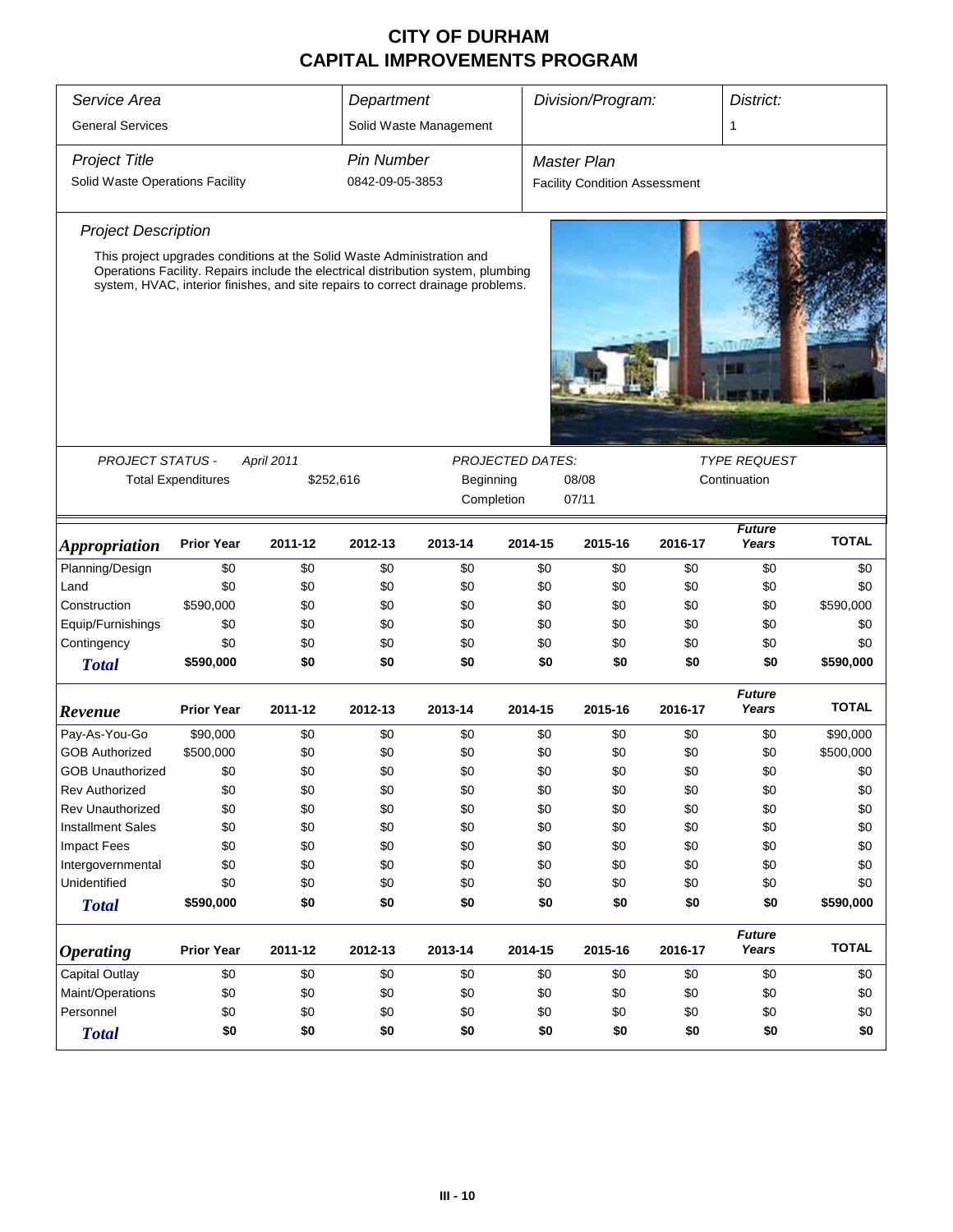# CITY OF DURHAM
# CAPITAL IMPROVEMENTS PROGRAM

| Service Area | Department | Division/Program: | District: |
|---|---|---|---|
| General Services | Solid Waste Management | | 1 |

| Project Title | Pin Number | Master Plan |
|---|---|---|
| Solid Waste Operations Facility | 0842-09-05-3853 | Facility Condition Assessment |

*Project Description*

This project upgrades conditions at the Solid Waste Administration and Operations Facility. Repairs include the electrical distribution system, plumbing system, HVAC, interior finishes, and site repairs to correct drainage problems.

| PROJECT STATUS - April 2011 | | PROJECTED DATES: | | TYPE REQUEST |
|---|---|---|---|---|
| Total Expenditures | $252,616 | Beginning | 08/08 | Continuation |
| | | Completion | 07/11 | |

| Appropriation | Prior Year | 2011-12 | 2012-13 | 2013-14 | 2014-15 | 2015-16 | 2016-17 | Future Years | TOTAL |
|---|---|---|---|---|---|---|---|---|---|
| Planning/Design | $0 | $0 | $0 | $0 | $0 | $0 | $0 | $0 | $0 |
| Land | $0 | $0 | $0 | $0 | $0 | $0 | $0 | $0 | $0 |
| Construction | $590,000 | $0 | $0 | $0 | $0 | $0 | $0 | $0 | $590,000 |
| Equip/Furnishings | $0 | $0 | $0 | $0 | $0 | $0 | $0 | $0 | $0 |
| Contingency | $0 | $0 | $0 | $0 | $0 | $0 | $0 | $0 | $0 |
| **Total** | **$590,000** | **$0** | **$0** | **$0** | **$0** | **$0** | **$0** | **$0** | **$590,000** |

| Revenue | Prior Year | 2011-12 | 2012-13 | 2013-14 | 2014-15 | 2015-16 | 2016-17 | Future Years | TOTAL |
|---|---|---|---|---|---|---|---|---|---|
| Pay-As-You-Go | $90,000 | $0 | $0 | $0 | $0 | $0 | $0 | $0 | $90,000 |
| GOB Authorized | $500,000 | $0 | $0 | $0 | $0 | $0 | $0 | $0 | $500,000 |
| GOB Unauthorized | $0 | $0 | $0 | $0 | $0 | $0 | $0 | $0 | $0 |
| Rev Authorized | $0 | $0 | $0 | $0 | $0 | $0 | $0 | $0 | $0 |
| Rev Unauthorized | $0 | $0 | $0 | $0 | $0 | $0 | $0 | $0 | $0 |
| Installment Sales | $0 | $0 | $0 | $0 | $0 | $0 | $0 | $0 | $0 |
| Impact Fees | $0 | $0 | $0 | $0 | $0 | $0 | $0 | $0 | $0 |
| Intergovernmental | $0 | $0 | $0 | $0 | $0 | $0 | $0 | $0 | $0 |
| Unidentified | $0 | $0 | $0 | $0 | $0 | $0 | $0 | $0 | $0 |
| **Total** | **$590,000** | **$0** | **$0** | **$0** | **$0** | **$0** | **$0** | **$0** | **$590,000** |

| Operating | Prior Year | 2011-12 | 2012-13 | 2013-14 | 2014-15 | 2015-16 | 2016-17 | Future Years | TOTAL |
|---|---|---|---|---|---|---|---|---|---|
| Capital Outlay | $0 | $0 | $0 | $0 | $0 | $0 | $0 | $0 | $0 |
| Maint/Operations | $0 | $0 | $0 | $0 | $0 | $0 | $0 | $0 | $0 |
| Personnel | $0 | $0 | $0 | $0 | $0 | $0 | $0 | $0 | $0 |
| **Total** | **$0** | **$0** | **$0** | **$0** | **$0** | **$0** | **$0** | **$0** | **$0** |